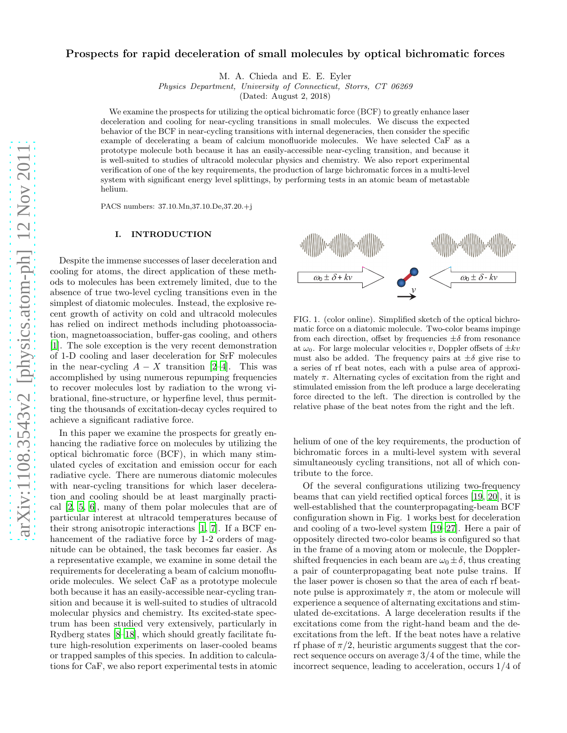# Prospects for rapid deceleration of small molecules by optical bichromatic forces

M. A. Chieda and E. E. Eyler

*Physics Department, University of Connecticut, Storrs, CT 06269*

(Dated: August 2, 2018)

We examine the prospects for utilizing the optical bichromatic force (BCF) to greatly enhance laser deceleration and cooling for near-cycling transitions in small molecules. We discuss the expected behavior of the BCF in near-cycling transitions with internal degeneracies, then consider the specific example of decelerating a beam of calcium monofluoride molecules. We have selected CaF as a prototype molecule both because it has an easily-accessible near-cycling transition, and because it is well-suited to studies of ultracold molecular physics and chemistry. We also report experimental verification of one of the key requirements, the production of large bichromatic forces in a multi-level system with significant energy level splittings, by performing tests in an atomic beam of metastable helium.

PACS numbers: 37.10.Mn,37.10.De,37.20.+j

## I. INTRODUCTION

Despite the immense successes of laser deceleration and cooling for atoms, the direct application of these methods to molecules has been extremely limited, due to the absence of true two-level cycling transitions even in the simplest of diatomic molecules. Instead, the explosive recent growth of activity on cold and ultracold molecules has relied on indirect methods including photoassociation, magnetoassociation, buffer-gas cooling, and others [1]. The sole exception is the very recent demonstration of 1-D cooling and laser deceleration for SrF molecules in the near-cycling $A-X$ transition [2–4]. This was accomplished by using numerous repumping frequencies to recover molecules lost by radiation to the wrong vibrational, fine-structure, or hyperfine level, thus permitting the thousands of excitation-decay cycles required to achieve a significant radiative force.

In this paper we examine the prospects for greatly enhancing the radiative force on molecules by utilizing the optical bichromatic force (BCF), in which many stimulated cycles of excitation and emission occur for each radiative cycle. There are numerous diatomic molecules with near-cycling transitions for which laser deceleration and cooling should be at least marginally practical [2, 5, 6], many of them polar molecules that are of particular interest at ultracold temperatures because of their strong anisotropic interactions [1, 7]. If a BCF enhancement of the radiative force by 1-2 orders of magnitude can be obtained, the task becomes far easier. As a representative example, we examine in some detail the requirements for decelerating a beam of calcium monofluoride molecules. We select CaF as a prototype molecule both because it has an easily-accessible near-cycling transition and because it is well-suited to studies of ultracold molecular physics and chemistry. Its excited-state spectrum has been studied very extensively, particularly in Rydberg states [8–18], which should greatly facilitate future high-resolution experiments on laser-cooled beams or trapped samples of this species. In addition to calculations for CaF, we also report experimental tests in atomic helium of one of the key requirements, the production of bichromatic forces in a multi-level system with several simultaneously cycling transitions, not all of which contribute to the force.

FIG. 1. (color online). Simplified sketch of the optical bichromatic force on a diatomic molecule. Two-color beams impinge from each direction, offset by frequencies $\pm\delta$ from resonance at $\omega_0$. For large molecular velocities $v$, Doppler offsets of $\pm kv$ must also be added. The frequency pairs at $\pm\delta$ give rise to a series of rf beat notes, each with a pulse area of approximately $\pi$. Alternating cycles of excitation from the right and stimulated emission from the left produce a large decelerating force directed to the left. The direction is controlled by the relative phase of the beat notes from the right and the left.

Of the several configurations utilizing two-frequency beams that can yield rectified optical forces [19, 20], it is well-established that the counterpropagating-beam BCF configuration shown in Fig. 1 works best for deceleration and cooling of a two-level system [19–27]. Here a pair of oppositely directed two-color beams is configured so that in the frame of a moving atom or molecule, the Doppler-shifted frequencies in each beam are $\omega_0 \pm \delta$, thus creating a pair of counterpropagating beat note pulse trains. If the laser power is chosen so that the area of each rf beat-note pulse is approximately $\pi$, the atom or molecule will experience a sequence of alternating excitations and stimulated de-excitations. A large deceleration results if the excitations come from the right-hand beam and the de-excitations from the left. If the beat notes have a relative rf phase of $\pi/2$, heuristic arguments suggest that the correct sequence occurs on average 3/4 of the time, while the incorrect sequence, leading to acceleration, occurs 1/4 of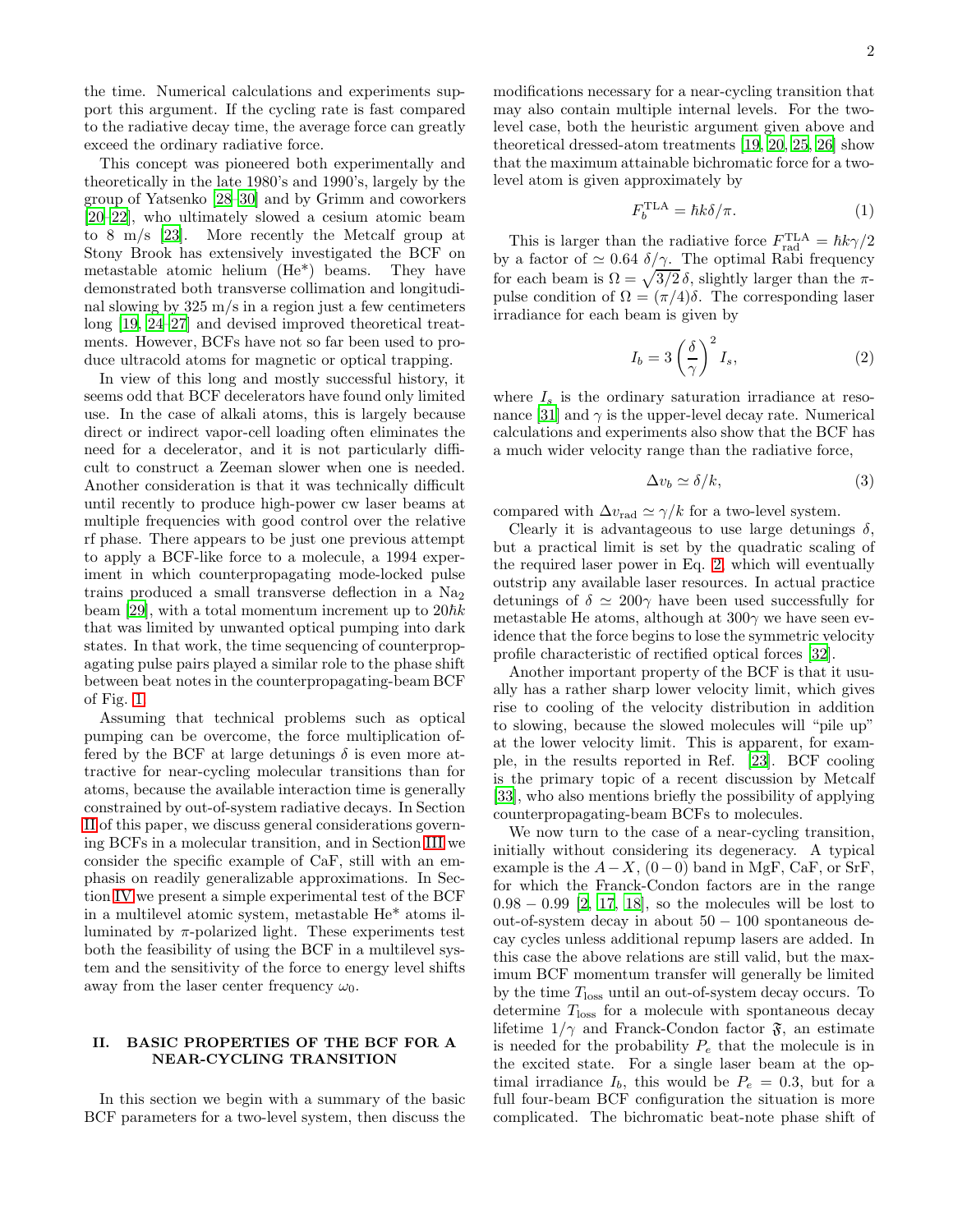the time. Numerical calculations and experiments support this argument. If the cycling rate is fast compared to the radiative decay time, the average force can greatly exceed the ordinary radiative force.

This concept was pioneered both experimentally and theoretically in the late 1980's and 1990's, largely by the group of Yatsenko [28–30] and by Grimm and coworkers [20–22], who ultimately slowed a cesium atomic beam to 8 m/s [23]. More recently the Metcalf group at Stony Brook has extensively investigated the BCF on metastable atomic helium (He*) beams. They have demonstrated both transverse collimation and longitudinal slowing by 325 m/s in a region just a few centimeters long [19, 24–27] and devised improved theoretical treatments. However, BCFs have not so far been used to produce ultracold atoms for magnetic or optical trapping.

In view of this long and mostly successful history, it seems odd that BCF decelerators have found only limited use. In the case of alkali atoms, this is largely because direct or indirect vapor-cell loading often eliminates the need for a decelerator, and it is not particularly difficult to construct a Zeeman slower when one is needed. Another consideration is that it was technically difficult until recently to produce high-power cw laser beams at multiple frequencies with good control over the relative rf phase. There appears to be just one previous attempt to apply a BCF-like force to a molecule, a 1994 experiment in which counterpropagating mode-locked pulse trains produced a small transverse deflection in a $Na_2$ beam [29], with a total momentum increment up to $20\hbar k$ that was limited by unwanted optical pumping into dark states. In that work, the time sequencing of counterpropagating pulse pairs played a similar role to the phase shift between beat notes in the counterpropagating-beam BCF of Fig. 1.

Assuming that technical problems such as optical pumping can be overcome, the force multiplication offered by the BCF at large detunings $\delta$ is even more attractive for near-cycling molecular transitions than for atoms, because the available interaction time is generally constrained by out-of-system radiative decays. In Section II of this paper, we discuss general considerations governing BCFs in a molecular transition, and in Section III we consider the specific example of CaF, still with an emphasis on readily generalizable approximations. In Section IV we present a simple experimental test of the BCF in a multilevel atomic system, metastable He* atoms illuminated by $\pi$-polarized light. These experiments test both the feasibility of using the BCF in a multilevel system and the sensitivity of the force to energy level shifts away from the laser center frequency $\omega_0$.

## II. BASIC PROPERTIES OF THE BCF FOR A NEAR-CYCLING TRANSITION

In this section we begin with a summary of the basic BCF parameters for a two-level system, then discuss the modifications necessary for a near-cycling transition that may also contain multiple internal levels. For the two-level case, both the heuristic argument given above and theoretical dressed-atom treatments [19, 20, 25, 26] show that the maximum attainable bichromatic force for a two-level atom is given approximately by

$$F_b^{\rm TLA} = \hbar k \delta/\pi. \tag{1}$$

This is larger than the radiative force $F_{\rm rad}^{\rm TLA} = \hbar k \gamma/2$ by a factor of $\simeq 0.64\ \delta/\gamma$. The optimal Rabi frequency for each beam is $\Omega = \sqrt{3/2}\,\delta$, slightly larger than the $\pi$-pulse condition of $\Omega = (\pi/4)\delta$. The corresponding laser irradiance for each beam is given by

$$I_b = 3\left(\frac{\delta}{\gamma}\right)^2 I_s, \tag{2}$$

where $I_s$ is the ordinary saturation irradiance at resonance [31] and $\gamma$ is the upper-level decay rate. Numerical calculations and experiments also show that the BCF has a much wider velocity range than the radiative force,

$$\Delta v_b \simeq \delta/k, \tag{3}$$

compared with $\Delta v_{\rm rad} \simeq \gamma/k$ for a two-level system.

Clearly it is advantageous to use large detunings $\delta$, but a practical limit is set by the quadratic scaling of the required laser power in Eq. 2, which will eventually outstrip any available laser resources. In actual practice detunings of $\delta \simeq 200\gamma$ have been used successfully for metastable He atoms, although at $300\gamma$ we have seen evidence that the force begins to lose the symmetric velocity profile characteristic of rectified optical forces [32].

Another important property of the BCF is that it usually has a rather sharp lower velocity limit, which gives rise to cooling of the velocity distribution in addition to slowing, because the slowed molecules will "pile up" at the lower velocity limit. This is apparent, for example, in the results reported in Ref. [23]. BCF cooling is the primary topic of a recent discussion by Metcalf [33], who also mentions briefly the possibility of applying counterpropagating-beam BCFs to molecules.

We now turn to the case of a near-cycling transition, initially without considering its degeneracy. A typical example is the $A-X$, $(0-0)$ band in MgF, CaF, or SrF, for which the Franck-Condon factors are in the range $0.98 - 0.99$ [2, 17, 18], so the molecules will be lost to out-of-system decay in about $50 - 100$ spontaneous decay cycles unless additional repump lasers are added. In this case the above relations are still valid, but the maximum BCF momentum transfer will generally be limited by the time $T_{\rm loss}$ until an out-of-system decay occurs. To determine $T_{\rm loss}$ for a molecule with spontaneous decay lifetime $1/\gamma$ and Franck-Condon factor $\mathfrak{F}$, an estimate is needed for the probability $P_e$ that the molecule is in the excited state. For a single laser beam at the optimal irradiance $I_b$, this would be $P_e = 0.3$, but for a full four-beam BCF configuration the situation is more complicated. The bichromatic beat-note phase shift of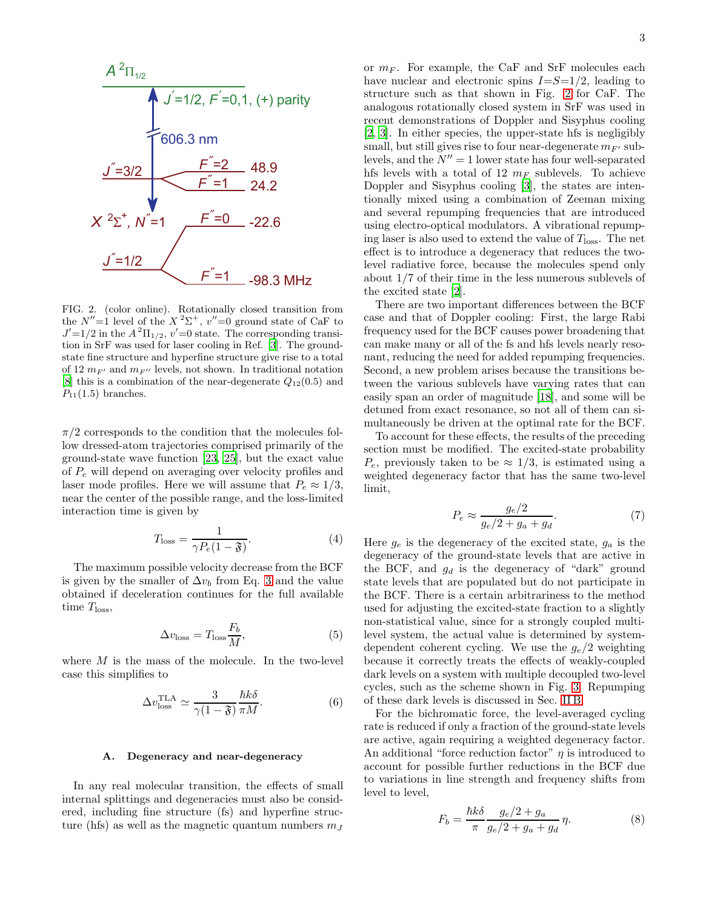FIG. 2. (color online). Rotationally closed transition from the $N''$=1 level of the $X\,^2\Sigma^+$, $v''$=0 ground state of CaF to $J'$=1/2 in the $A\,^2\Pi_{1/2}$, $v'$=0 state. The corresponding transition in SrF was used for laser cooling in Ref. [3]. The ground-state fine structure and hyperfine structure give rise to a total of 12 $m_{F'}$ and $m_{F''}$ levels, not shown. In traditional notation [8] this is a combination of the near-degenerate $Q_{12}(0.5)$ and $P_{11}(1.5)$ branches.

$\pi/2$ corresponds to the condition that the molecules follow dressed-atom trajectories comprised primarily of the ground-state wave function [23, 25], but the exact value of $P_e$ will depend on averaging over velocity profiles and laser mode profiles. Here we will assume that $P_e \approx 1/3$, near the center of the possible range, and the loss-limited interaction time is given by

$$T_{\rm loss} = \frac{1}{\gamma P_e (1-\mathfrak{F})}. \tag{4}$$

The maximum possible velocity decrease from the BCF is given by the smaller of $\Delta v_b$ from Eq. 3 and the value obtained if deceleration continues for the full available time $T_{\rm loss}$,

$$\Delta v_{\rm loss} = T_{\rm loss}\frac{F_b}{M}, \tag{5}$$

where $M$ is the mass of the molecule. In the two-level case this simplifies to

$$\Delta v_{\rm loss}^{\rm TLA} \simeq \frac{3}{\gamma(1-\mathfrak{F})}\frac{\hbar k \delta}{\pi M}. \tag{6}$$

### A. Degeneracy and near-degeneracy

In any real molecular transition, the effects of small internal splittings and degeneracies must also be considered, including fine structure (fs) and hyperfine structure (hfs) as well as the magnetic quantum numbers $m_J$ or $m_F$. For example, the CaF and SrF molecules each have nuclear and electronic spins $I$=$S$=1/2, leading to structure such as that shown in Fig. 2 for CaF. The analogous rotationally closed system in SrF was used in recent demonstrations of Doppler and Sisyphus cooling [2, 3]. In either species, the upper-state hfs is negligibly small, but still gives rise to four near-degenerate $m_{F'}$ sublevels, and the $N''=1$ lower state has four well-separated hfs levels with a total of 12 $m_F$ sublevels. To achieve Doppler and Sisyphus cooling [3], the states are intentionally mixed using a combination of Zeeman mixing and several repumping frequencies that are introduced using electro-optical modulators. A vibrational repumping laser is also used to extend the value of $T_{\rm loss}$. The net effect is to introduce a degeneracy that reduces the two-level radiative force, because the molecules spend only about 1/7 of their time in the less numerous sublevels of the excited state [2].

There are two important differences between the BCF case and that of Doppler cooling: First, the large Rabi frequency used for the BCF causes power broadening that can make many or all of the fs and hfs levels nearly resonant, reducing the need for added repumping frequencies. Second, a new problem arises because the transitions between the various sublevels have varying rates that can easily span an order of magnitude [18], and some will be detuned from exact resonance, so not all of them can simultaneously be driven at the optimal rate for the BCF.

To account for these effects, the results of the preceding section must be modified. The excited-state probability $P_e$, previously taken to be $\approx 1/3$, is estimated using a weighted degeneracy factor that has the same two-level limit,

$$P_e \approx \frac{g_e/2}{g_e/2 + g_a + g_d}. \tag{7}$$

Here $g_e$ is the degeneracy of the excited state, $g_a$ is the degeneracy of the ground-state levels that are active in the BCF, and $g_d$ is the degeneracy of "dark" ground state levels that are populated but do not participate in the BCF. There is a certain arbitrariness to the method used for adjusting the excited-state fraction to a slightly non-statistical value, since for a strongly coupled multi-level system, the actual value is determined by system-dependent coherent cycling. We use the $g_e/2$ weighting because it correctly treats the effects of weakly-coupled dark levels on a system with multiple decoupled two-level cycles, such as the scheme shown in Fig. 3. Repumping of these dark levels is discussed in Sec. II B.

For the bichromatic force, the level-averaged cycling rate is reduced if only a fraction of the ground-state levels are active, again requiring a weighted degeneracy factor. An additional "force reduction factor" $\eta$ is introduced to account for possible further reductions in the BCF due to variations in line strength and frequency shifts from level to level,

$$F_b = \frac{\hbar k \delta}{\pi}\frac{g_e/2 + g_a}{g_e/2 + g_a + g_d}\,\eta. \tag{8}$$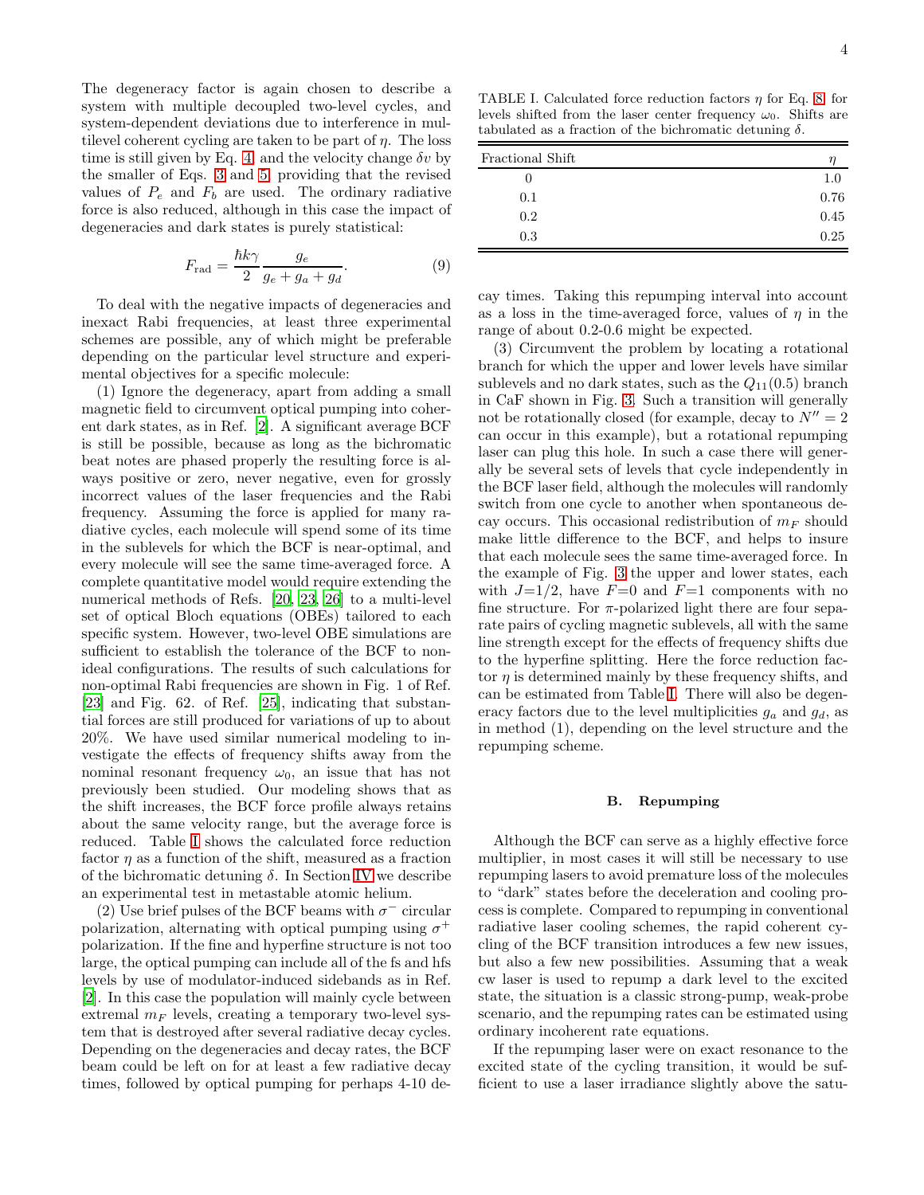The degeneracy factor is again chosen to describe a system with multiple decoupled two-level cycles, and system-dependent deviations due to interference in multilevel coherent cycling are taken to be part of $\eta$. The loss time is still given by Eq. 4 and the velocity change $\delta v$ by the smaller of Eqs. 3 and 5, providing that the revised values of $P_e$ and $F_b$ are used. The ordinary radiative force is also reduced, although in this case the impact of degeneracies and dark states is purely statistical:

$$F_{\rm rad} = \frac{\hbar k \gamma}{2} \frac{g_e}{g_e + g_a + g_d}. \tag{9}$$

To deal with the negative impacts of degeneracies and inexact Rabi frequencies, at least three experimental schemes are possible, any of which might be preferable depending on the particular level structure and experimental objectives for a specific molecule:

(1) Ignore the degeneracy, apart from adding a small magnetic field to circumvent optical pumping into coherent dark states, as in Ref. [2]. A significant average BCF is still be possible, because as long as the bichromatic beat notes are phased properly the resulting force is always positive or zero, never negative, even for grossly incorrect values of the laser frequencies and the Rabi frequency. Assuming the force is applied for many radiative cycles, each molecule will spend some of its time in the sublevels for which the BCF is near-optimal, and every molecule will see the same time-averaged force. A complete quantitative model would require extending the numerical methods of Refs. [20, 23, 26] to a multi-level set of optical Bloch equations (OBEs) tailored to each specific system. However, two-level OBE simulations are sufficient to establish the tolerance of the BCF to non-ideal configurations. The results of such calculations for non-optimal Rabi frequencies are shown in Fig. 1 of Ref. [23] and Fig. 62. of Ref. [25], indicating that substantial forces are still produced for variations of up to about 20%. We have used similar numerical modeling to investigate the effects of frequency shifts away from the nominal resonant frequency $\omega_0$, an issue that has not previously been studied. Our modeling shows that as the shift increases, the BCF force profile always retains about the same velocity range, but the average force is reduced. Table I shows the calculated force reduction factor $\eta$ as a function of the shift, measured as a fraction of the bichromatic detuning $\delta$. In Section IV we describe an experimental test in metastable atomic helium.

(2) Use brief pulses of the BCF beams with $\sigma^-$ circular polarization, alternating with optical pumping using $\sigma^+$ polarization. If the fine and hyperfine structure is not too large, the optical pumping can include all of the fs and hfs levels by use of modulator-induced sidebands as in Ref. [2]. In this case the population will mainly cycle between extremal $m_F$ levels, creating a temporary two-level system that is destroyed after several radiative decay cycles. Depending on the degeneracies and decay rates, the BCF beam could be left on for at least a few radiative decay times, followed by optical pumping for perhaps 4-10 decay times. Taking this repumping interval into account as a loss in the time-averaged force, values of $\eta$ in the range of about 0.2-0.6 might be expected.

TABLE I. Calculated force reduction factors $\eta$ for Eq. 8 for levels shifted from the laser center frequency $\omega_0$. Shifts are tabulated as a fraction of the bichromatic detuning $\delta$.

| Fractional Shift | $\eta$ |
|---|---|
| 0 | 1.0 |
| 0.1 | 0.76 |
| 0.2 | 0.45 |
| 0.3 | 0.25 |

(3) Circumvent the problem by locating a rotational branch for which the upper and lower levels have similar sublevels and no dark states, such as the $Q_{11}(0.5)$ branch in CaF shown in Fig. 3. Such a transition will generally not be rotationally closed (for example, decay to $N''=2$ can occur in this example), but a rotational repumping laser can plug this hole. In such a case there will generally be several sets of levels that cycle independently in the BCF laser field, although the molecules will randomly switch from one cycle to another when spontaneous decay occurs. This occasional redistribution of $m_F$ should make little difference to the BCF, and helps to insure that each molecule sees the same time-averaged force. In the example of Fig. 3 the upper and lower states, each with $J$=1/2, have $F$=0 and $F$=1 components with no fine structure. For $\pi$-polarized light there are four separate pairs of cycling magnetic sublevels, all with the same line strength except for the effects of frequency shifts due to the hyperfine splitting. Here the force reduction factor $\eta$ is determined mainly by these frequency shifts, and can be estimated from Table I. There will also be degeneracy factors due to the level multiplicities $g_a$ and $g_d$, as in method (1), depending on the level structure and the repumping scheme.

### B. Repumping

Although the BCF can serve as a highly effective force multiplier, in most cases it will still be necessary to use repumping lasers to avoid premature loss of the molecules to "dark" states before the deceleration and cooling process is complete. Compared to repumping in conventional radiative laser cooling schemes, the rapid coherent cycling of the BCF transition introduces a few new issues, but also a few new possibilities. Assuming that a weak cw laser is used to repump a dark level to the excited state, the situation is a classic strong-pump, weak-probe scenario, and the repumping rates can be estimated using ordinary incoherent rate equations.

If the repumping laser were on exact resonance to the excited state of the cycling transition, it would be sufficient to use a laser irradiance slightly above the satu-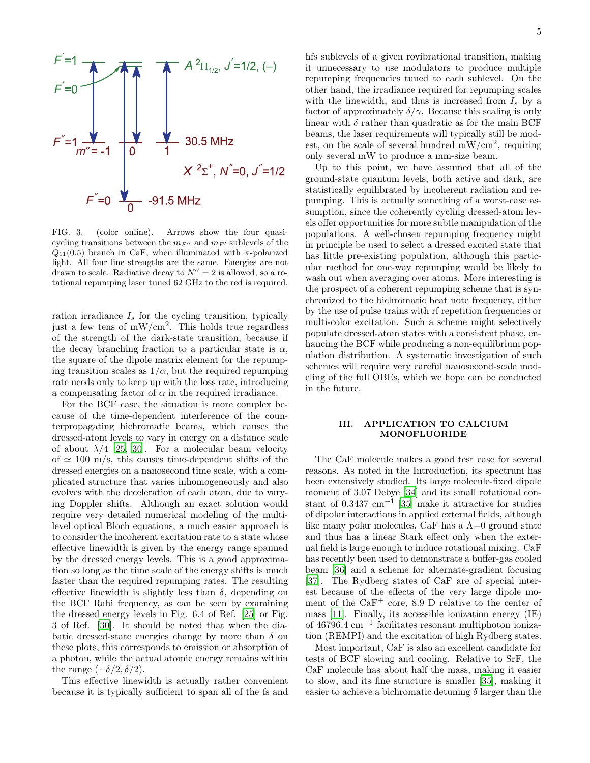FIG. 3. (color online). Arrows show the four quasi-cycling transitions between the $m_{F''}$ and $m_{F'}$ sublevels of the $Q_{11}(0.5)$ branch in CaF, when illuminated with $\pi$-polarized light. All four line strengths are the same. Energies are not drawn to scale. Radiative decay to $N'' = 2$ is allowed, so a rotational repumping laser tuned 62 GHz to the red is required.

ration irradiance $I_s$ for the cycling transition, typically just a few tens of mW/cm$^2$. This holds true regardless of the strength of the dark-state transition, because if the decay branching fraction to a particular state is $\alpha$, the square of the dipole matrix element for the repumping transition scales as $1/\alpha$, but the required repumping rate needs only to keep up with the loss rate, introducing a compensating factor of $\alpha$ in the required irradiance.

For the BCF case, the situation is more complex because of the time-dependent interference of the counterpropagating bichromatic beams, which causes the dressed-atom levels to vary in energy on a distance scale of about $\lambda/4$ [25, 30]. For a molecular beam velocity of $\simeq$ 100 m/s, this causes time-dependent shifts of the dressed energies on a nanosecond time scale, with a complicated structure that varies inhomogeneously and also evolves with the deceleration of each atom, due to varying Doppler shifts. Although an exact solution would require very detailed numerical modeling of the multilevel optical Bloch equations, a much easier approach is to consider the incoherent excitation rate to a state whose effective linewidth is given by the energy range spanned by the dressed energy levels. This is a good approximation so long as the time scale of the energy shifts is much faster than the required repumping rates. The resulting effective linewidth is slightly less than $\delta$, depending on the BCF Rabi frequency, as can be seen by examining the dressed energy levels in Fig. 6.4 of Ref. [25] or Fig. 3 of Ref. [30]. It should be noted that when the diabatic dressed-state energies change by more than $\delta$ on these plots, this corresponds to emission or absorption of a photon, while the actual atomic energy remains within the range $(-\delta/2, \delta/2)$.

This effective linewidth is actually rather convenient because it is typically sufficient to span all of the fs and hfs sublevels of a given rovibrational transition, making it unnecessary to use modulators to produce multiple repumping frequencies tuned to each sublevel. On the other hand, the irradiance required for repumping scales with the linewidth, and thus is increased from $I_s$ by a factor of approximately $\delta/\gamma$. Because this scaling is only linear with $\delta$ rather than quadratic as for the main BCF beams, the laser requirements will typically still be modest, on the scale of several hundred mW/cm$^2$, requiring only several mW to produce a mm-size beam.

Up to this point, we have assumed that all of the ground-state quantum levels, both active and dark, are statistically equilibrated by incoherent radiation and repumping. This is actually something of a worst-case assumption, since the coherently cycling dressed-atom levels offer opportunities for more subtle manipulation of the populations. A well-chosen repumping frequency might in principle be used to select a dressed excited state that has little pre-existing population, although this particular method for one-way repumping would be likely to wash out when averaging over atoms. More interesting is the prospect of a coherent repumping scheme that is synchronized to the bichromatic beat note frequency, either by the use of pulse trains with rf repetition frequencies or multi-color excitation. Such a scheme might selectively populate dressed-atom states with a consistent phase, enhancing the BCF while producing a non-equilibrium population distribution. A systematic investigation of such schemes will require very careful nanosecond-scale modeling of the full OBEs, which we hope can be conducted in the future.

## III. APPLICATION TO CALCIUM MONOFLUORIDE

The CaF molecule makes a good test case for several reasons. As noted in the Introduction, its spectrum has been extensively studied. Its large molecule-fixed dipole moment of 3.07 Debye [34] and its small rotational constant of 0.3437 cm$^{-1}$ [35] make it attractive for studies of dipolar interactions in applied external fields, although like many polar molecules, CaF has a $\Lambda$=0 ground state and thus has a linear Stark effect only when the external field is large enough to induce rotational mixing. CaF has recently been used to demonstrate a buffer-gas cooled beam [36] and a scheme for alternate-gradient focusing [37]. The Rydberg states of CaF are of special interest because of the effects of the very large dipole moment of the $CaF^+$ core, 8.9 D relative to the center of mass [11]. Finally, its accessible ionization energy (IE) of 46796.4 cm$^{-1}$ facilitates resonant multiphoton ionization (REMPI) and the excitation of high Rydberg states.

Most important, CaF is also an excellent candidate for tests of BCF slowing and cooling. Relative to SrF, the CaF molecule has about half the mass, making it easier to slow, and its fine structure is smaller [35], making it easier to achieve a bichromatic detuning $\delta$ larger than the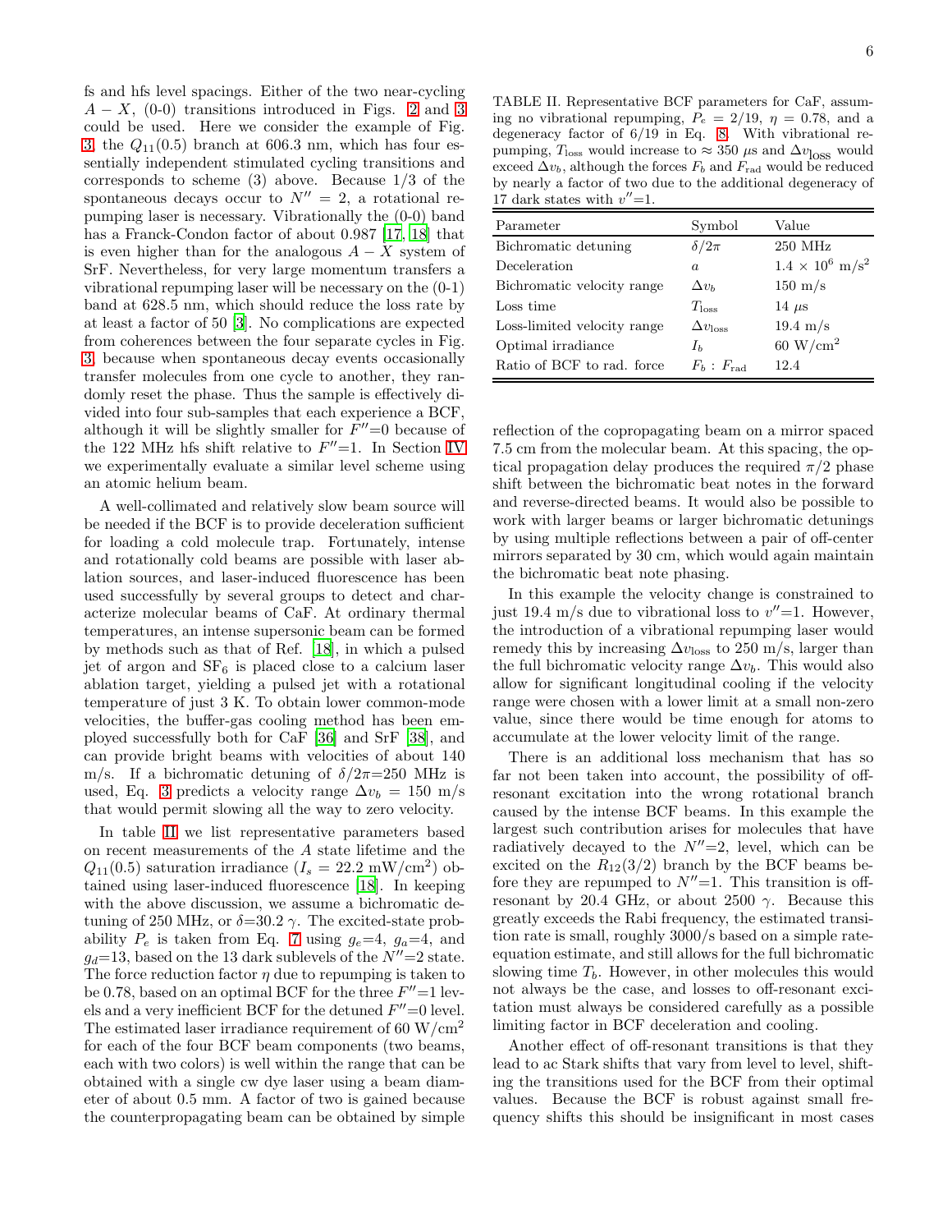fs and hfs level spacings. Either of the two near-cycling $A-X$, (0-0) transitions introduced in Figs. 2 and 3 could be used. Here we consider the example of Fig. 3, the $Q_{11}(0.5)$ branch at 606.3 nm, which has four essentially independent stimulated cycling transitions and corresponds to scheme (3) above. Because 1/3 of the spontaneous decays occur to $N''=2$, a rotational repumping laser is necessary. Vibrationally the (0-0) band has a Franck-Condon factor of about 0.987 [17, 18] that is even higher than for the analogous $A-X$ system of SrF. Nevertheless, for very large momentum transfers a vibrational repumping laser will be necessary on the (0-1) band at 628.5 nm, which should reduce the loss rate by at least a factor of 50 [3]. No complications are expected from coherences between the four separate cycles in Fig. 3, because when spontaneous decay events occasionally transfer molecules from one cycle to another, they randomly reset the phase. Thus the sample is effectively divided into four sub-samples that each experience a BCF, although it will be slightly smaller for $F''=0$ because of the 122 MHz hfs shift relative to $F''=1$. In Section IV we experimentally evaluate a similar level scheme using an atomic helium beam.

A well-collimated and relatively slow beam source will be needed if the BCF is to provide deceleration sufficient for loading a cold molecule trap. Fortunately, intense and rotationally cold beams are possible with laser ablation sources, and laser-induced fluorescence has been used successfully by several groups to detect and characterize molecular beams of CaF. At ordinary thermal temperatures, an intense supersonic beam can be formed by methods such as that of Ref. [18], in which a pulsed jet of argon and $SF_6$ is placed close to a calcium laser ablation target, yielding a pulsed jet with a rotational temperature of just 3 K. To obtain lower common-mode velocities, the buffer-gas cooling method has been employed successfully both for CaF [36] and SrF [38], and can provide bright beams with velocities of about 140 m/s. If a bichromatic detuning of $\delta/2\pi$=250 MHz is used, Eq. 3 predicts a velocity range $\Delta v_b$ = 150 m/s that would permit slowing all the way to zero velocity.

In table II we list representative parameters based on recent measurements of the $A$ state lifetime and the $Q_{11}(0.5)$ saturation irradiance ($I_s$ = 22.2 mW/cm$^2$) obtained using laser-induced fluorescence [18]. In keeping with the above discussion, we assume a bichromatic detuning of 250 MHz, or $\delta$=30.2 $\gamma$. The excited-state probability $P_e$ is taken from Eq. 7 using $g_e$=4, $g_a$=4, and $g_d$=13, based on the 13 dark sublevels of the $N''$=2 state. The force reduction factor $\eta$ due to repumping is taken to be 0.78, based on an optimal BCF for the three $F''$=1 levels and a very inefficient BCF for the detuned $F''$=0 level. The estimated laser irradiance requirement of 60 W/cm$^2$ for each of the four BCF beam components (two beams, each with two colors) is well within the range that can be obtained with a single cw dye laser using a beam diameter of about 0.5 mm. A factor of two is gained because the counterpropagating beam can be obtained by simple reflection of the copropagating beam on a mirror spaced 7.5 cm from the molecular beam. At this spacing, the optical propagation delay produces the required $\pi/2$ phase shift between the bichromatic beat notes in the forward and reverse-directed beams. It would also be possible to work with larger beams or larger bichromatic detunings by using multiple reflections between a pair of off-center mirrors separated by 30 cm, which would again maintain the bichromatic beat note phasing.

TABLE II. Representative BCF parameters for CaF, assuming no vibrational repumping, $P_e$ = 2/19, $\eta$ = 0.78, and a degeneracy factor of 6/19 in Eq. 8. With vibrational repumping, $T_{\rm loss}$ would increase to ≈ 350 $\mu$s and $\Delta v_{\rm loss}$ would exceed $\Delta v_b$, although the forces $F_b$ and $F_{\rm rad}$ would be reduced by nearly a factor of two due to the additional degeneracy of 17 dark states with $v''$=1.

| Parameter | Symbol | Value |
|---|---|---|
| Bichromatic detuning | $\delta/2\pi$ | 250 MHz |
| Deceleration | $a$ | $1.4 \times 10^6$ m/s$^2$ |
| Bichromatic velocity range | $\Delta v_b$ | 150 m/s |
| Loss time | $T_{\rm loss}$ | 14 $\mu$s |
| Loss-limited velocity range | $\Delta v_{\rm loss}$ | 19.4 m/s |
| Optimal irradiance | $I_b$ | 60 W/cm$^2$ |
| Ratio of BCF to rad. force | $F_b : F_{\rm rad}$ | 12.4 |

In this example the velocity change is constrained to just 19.4 m/s due to vibrational loss to $v''$=1. However, the introduction of a vibrational repumping laser would remedy this by increasing $\Delta v_{\rm loss}$ to 250 m/s, larger than the full bichromatic velocity range $\Delta v_b$. This would also allow for significant longitudinal cooling if the velocity range were chosen with a lower limit at a small non-zero value, since there would be time enough for atoms to accumulate at the lower velocity limit of the range.

There is an additional loss mechanism that has so far not been taken into account, the possibility of off-resonant excitation into the wrong rotational branch caused by the intense BCF beams. In this example the largest such contribution arises for molecules that have radiatively decayed to the $N''$=2, level, which can be excited on the $R_{12}(3/2)$ branch by the BCF beams before they are repumped to $N''$=1. This transition is off-resonant by 20.4 GHz, or about 2500 $\gamma$. Because this greatly exceeds the Rabi frequency, the estimated transition rate is small, roughly 3000/s based on a simple rate-equation estimate, and still allows for the full bichromatic slowing time $T_b$. However, in other molecules this would not always be the case, and losses to off-resonant excitation must always be considered carefully as a possible limiting factor in BCF deceleration and cooling.

Another effect of off-resonant transitions is that they lead to ac Stark shifts that vary from level to level, shifting the transitions used for the BCF from their optimal values. Because the BCF is robust against small frequency shifts this should be insignificant in most cases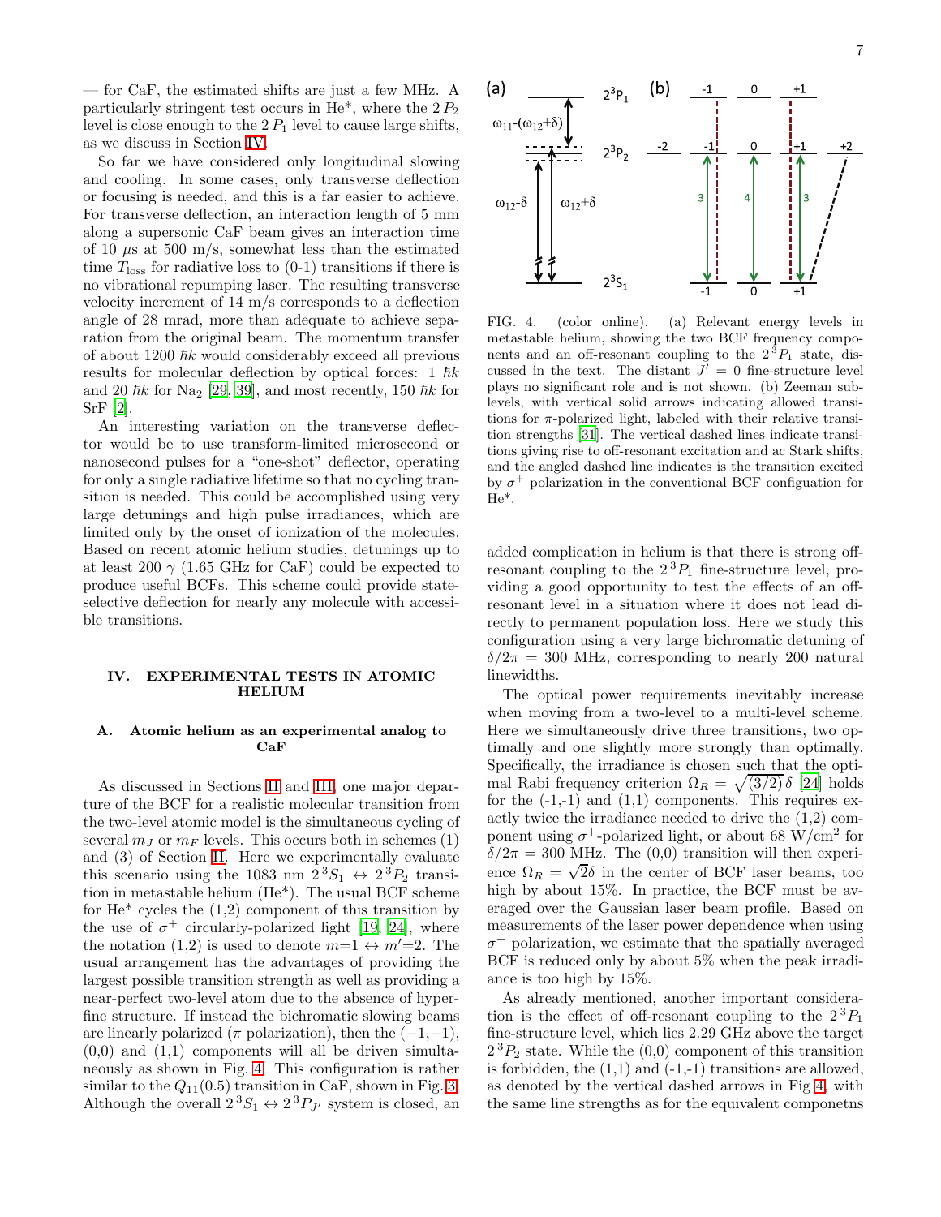— for CaF, the estimated shifts are just a few MHz. A particularly stringent test occurs in He*, where the $2\,P_2$ level is close enough to the $2\,P_1$ level to cause large shifts, as we discuss in Section IV.

So far we have considered only longitudinal slowing and cooling. In some cases, only transverse deflection or focusing is needed, and this is a far easier to achieve. For transverse deflection, an interaction length of 5 mm along a supersonic CaF beam gives an interaction time of 10 $\mu$s at 500 m/s, somewhat less than the estimated time $T_{\rm loss}$ for radiative loss to (0-1) transitions if there is no vibrational repumping laser. The resulting transverse velocity increment of 14 m/s corresponds to a deflection angle of 28 mrad, more than adequate to achieve separation from the original beam. The momentum transfer of about 1200 $\hbar k$ would considerably exceed all previous results for molecular deflection by optical forces: 1 $\hbar k$ and 20 $\hbar k$ for $Na_2$ [29, 39], and most recently, 150 $\hbar k$ for SrF [2].

An interesting variation on the transverse deflector would be to use transform-limited microsecond or nanosecond pulses for a "one-shot" deflector, operating for only a single radiative lifetime so that no cycling transition is needed. This could be accomplished using very large detunings and high pulse irradiances, which are limited only by the onset of ionization of the molecules. Based on recent atomic helium studies, detunings up to at least 200 $\gamma$ (1.65 GHz for CaF) could be expected to produce useful BCFs. This scheme could provide state-selective deflection for nearly any molecule with accessible transitions.

## IV. EXPERIMENTAL TESTS IN ATOMIC HELIUM

### A. Atomic helium as an experimental analog to CaF

As discussed in Sections II and III, one major departure of the BCF for a realistic molecular transition from the two-level atomic model is the simultaneous cycling of several $m_J$ or $m_F$ levels. This occurs both in schemes (1) and (3) of Section II. Here we experimentally evaluate this scenario using the 1083 nm $2\,^3S_1 \leftrightarrow 2\,^3P_2$ transition in metastable helium (He*). The usual BCF scheme for He* cycles the (1,2) component of this transition by the use of $\sigma^+$ circularly-polarized light [19, 24], where the notation (1,2) is used to denote $m$=1 $\leftrightarrow$ $m'$=2. The usual arrangement has the advantages of providing the largest possible transition strength as well as providing a near-perfect two-level atom due to the absence of hyperfine structure. If instead the bichromatic slowing beams are linearly polarized ($\pi$ polarization), then the $(-1,-1)$, (0,0) and (1,1) components will all be driven simultaneously as shown in Fig. 4. This configuration is rather similar to the $Q_{11}(0.5)$ transition in CaF, shown in Fig. 3. Although the overall $2\,^3S_1 \leftrightarrow 2\,^3P_{J'}$ system is closed, an

FIG. 4. (color online). (a) Relevant energy levels in metastable helium, showing the two BCF frequency components and an off-resonant coupling to the $2\,^3P_1$ state, discussed in the text. The distant $J' = 0$ fine-structure level plays no significant role and is not shown. (b) Zeeman sublevels, with vertical solid arrows indicating allowed transitions for $\pi$-polarized light, labeled with their relative transition strengths [31]. The vertical dashed lines indicate transitions giving rise to off-resonant excitation and ac Stark shifts, and the angled dashed line indicates is the transition excited by $\sigma^+$ polarization in the conventional BCF configuation for He*.

added complication in helium is that there is strong off-resonant coupling to the $2\,^3P_1$ fine-structure level, providing a good opportunity to test the effects of an off-resonant level in a situation where it does not lead directly to permanent population loss. Here we study this configuration using a very large bichromatic detuning of $\delta/2\pi$ = 300 MHz, corresponding to nearly 200 natural linewidths.

The optical power requirements inevitably increase when moving from a two-level to a multi-level scheme. Here we simultaneously drive three transitions, two optimally and one slightly more strongly than optimally. Specifically, the irradiance is chosen such that the optimal Rabi frequency criterion $\Omega_R = \sqrt{(3/2)}\,\delta$ [24] holds for the (-1,-1) and (1,1) components. This requires exactly twice the irradiance needed to drive the (1,2) component using $\sigma^+$-polarized light, or about 68 W/cm$^2$ for $\delta/2\pi$ = 300 MHz. The (0,0) transition will then experience $\Omega_R = \sqrt{2}\delta$ in the center of BCF laser beams, too high by about 15%. In practice, the BCF must be averaged over the Gaussian laser beam profile. Based on measurements of the laser power dependence when using $\sigma^+$ polarization, we estimate that the spatially averaged BCF is reduced only by about 5% when the peak irradiance is too high by 15%.

As already mentioned, another important consideration is the effect of off-resonant coupling to the $2\,^3P_1$ fine-structure level, which lies 2.29 GHz above the target $2\,^3P_2$ state. While the (0,0) component of this transition is forbidden, the (1,1) and (-1,-1) transitions are allowed, as denoted by the vertical dashed arrows in Fig 4, with the same line strengths as for the equivalent componetns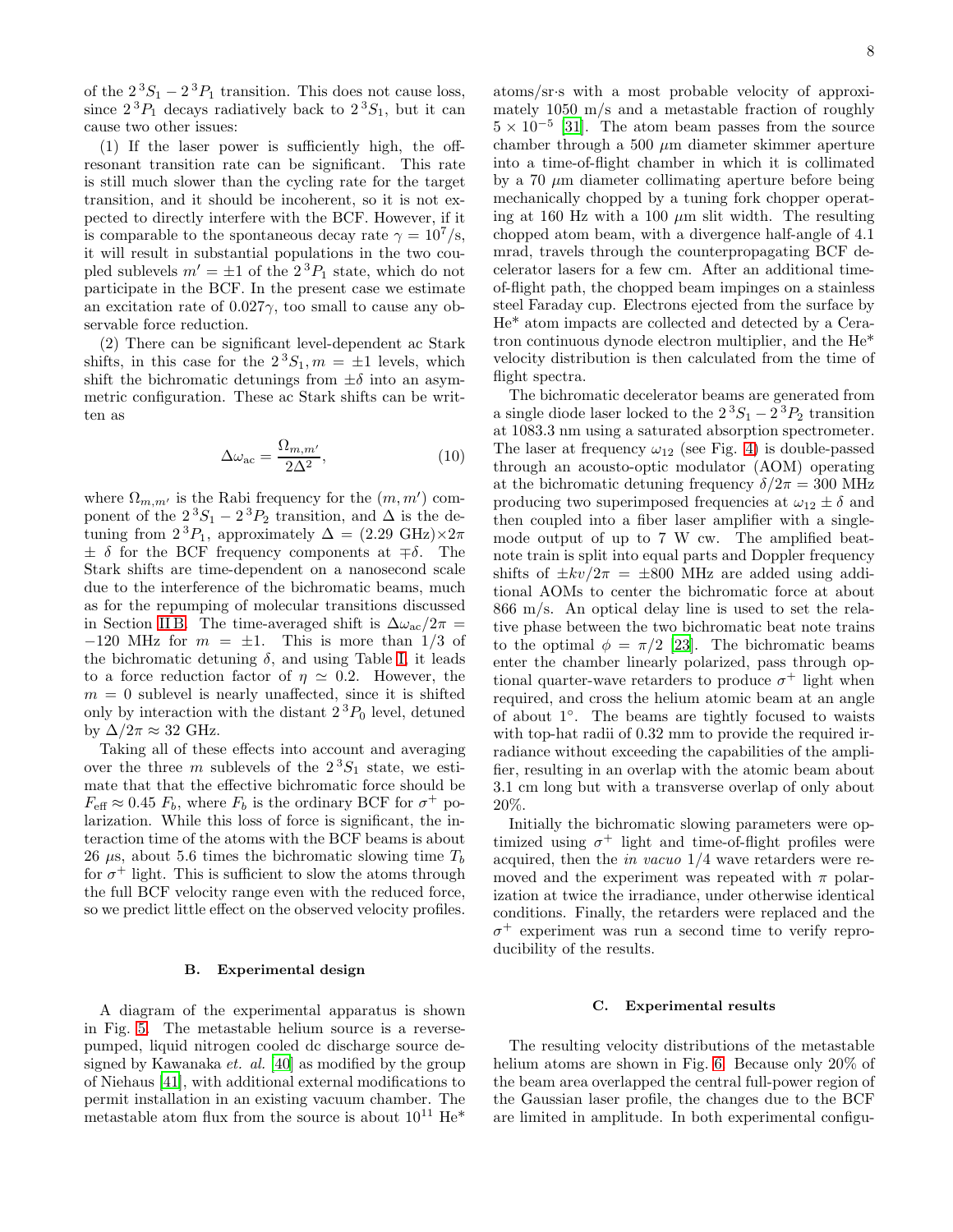of the $2\,^3S_1 - 2\,^3P_1$ transition. This does not cause loss, since $2\,^3P_1$ decays radiatively back to $2\,^3S_1$, but it can cause two other issues:

(1) If the laser power is sufficiently high, the off-resonant transition rate can be significant. This rate is still much slower than the cycling rate for the target transition, and it should be incoherent, so it is not expected to directly interfere with the BCF. However, if it is comparable to the spontaneous decay rate $\gamma = 10^7$/s, it will result in substantial populations in the two coupled sublevels $m' = \pm 1$ of the $2\,^3P_1$ state, which do not participate in the BCF. In the present case we estimate an excitation rate of $0.027\gamma$, too small to cause any observable force reduction.

(2) There can be significant level-dependent ac Stark shifts, in this case for the $2\,^3S_1, m = \pm 1$ levels, which shift the bichromatic detunings from $\pm\delta$ into an asymmetric configuration. These ac Stark shifts can be written as

$$\Delta\omega_{\rm ac} = \frac{\Omega_{m,m'}}{2\Delta^2}, \tag{10}$$

where $\Omega_{m,m'}$ is the Rabi frequency for the $(m, m')$ component of the $2\,^3S_1 - 2\,^3P_2$ transition, and $\Delta$ is the detuning from $2\,^3P_1$, approximately $\Delta = (2.29\ \text{GHz})\times 2\pi \pm \delta$ for the BCF frequency components at $\mp\delta$. The Stark shifts are time-dependent on a nanosecond scale due to the interference of the bichromatic beams, much as for the repumping of molecular transitions discussed in Section II B. The time-averaged shift is $\Delta\omega_{\rm ac}/2\pi = -120$ MHz for $m = \pm 1$. This is more than 1/3 of the bichromatic detuning $\delta$, and using Table I, it leads to a force reduction factor of $\eta \simeq 0.2$. However, the $m = 0$ sublevel is nearly unaffected, since it is shifted only by interaction with the distant $2\,^3P_0$ level, detuned by $\Delta/2\pi \approx 32$ GHz.

Taking all of these effects into account and averaging over the three $m$ sublevels of the $2\,^3S_1$ state, we estimate that that the effective bichromatic force should be $F_{\rm eff} \approx 0.45\ F_b$, where $F_b$ is the ordinary BCF for $\sigma^+$ polarization. While this loss of force is significant, the interaction time of the atoms with the BCF beams is about 26 $\mu$s, about 5.6 times the bichromatic slowing time $T_b$ for $\sigma^+$ light. This is sufficient to slow the atoms through the full BCF velocity range even with the reduced force, so we predict little effect on the observed velocity profiles.

### B. Experimental design

A diagram of the experimental apparatus is shown in Fig. 5. The metastable helium source is a reverse-pumped, liquid nitrogen cooled dc discharge source designed by Kawanaka *et. al.* [40] as modified by the group of Niehaus [41], with additional external modifications to permit installation in an existing vacuum chamber. The metastable atom flux from the source is about $10^{11}$ He* atoms/sr·s with a most probable velocity of approximately 1050 m/s and a metastable fraction of roughly $5 \times 10^{-5}$ [31]. The atom beam passes from the source chamber through a 500 $\mu$m diameter skimmer aperture into a time-of-flight chamber in which it is collimated by a 70 $\mu$m diameter collimating aperture before being mechanically chopped by a tuning fork chopper operating at 160 Hz with a 100 $\mu$m slit width. The resulting chopped atom beam, with a divergence half-angle of 4.1 mrad, travels through the counterpropagating BCF decelerator lasers for a few cm. After an additional time-of-flight path, the chopped beam impinges on a stainless steel Faraday cup. Electrons ejected from the surface by He* atom impacts are collected and detected by a Ceratron continuous dynode electron multiplier, and the He* velocity distribution is then calculated from the time of flight spectra.

The bichromatic decelerator beams are generated from a single diode laser locked to the $2\,^3S_1 - 2\,^3P_2$ transition at 1083.3 nm using a saturated absorption spectrometer. The laser at frequency $\omega_{12}$ (see Fig. 4) is double-passed through an acousto-optic modulator (AOM) operating at the bichromatic detuning frequency $\delta/2\pi = 300$ MHz producing two superimposed frequencies at $\omega_{12} \pm \delta$ and then coupled into a fiber laser amplifier with a single-mode output of up to 7 W cw. The amplified beat-note train is split into equal parts and Doppler frequency shifts of $\pm kv/2\pi = \pm 800$ MHz are added using additional AOMs to center the bichromatic force at about 866 m/s. An optical delay line is used to set the relative phase between the two bichromatic beat note trains to the optimal $\phi = \pi/2$ [23]. The bichromatic beams enter the chamber linearly polarized, pass through optional quarter-wave retarders to produce $\sigma^+$ light when required, and cross the helium atomic beam at an angle of about 1°. The beams are tightly focused to waists with top-hat radii of 0.32 mm to provide the required irradiance without exceeding the capabilities of the amplifier, resulting in an overlap with the atomic beam about 3.1 cm long but with a transverse overlap of only about 20%.

Initially the bichromatic slowing parameters were optimized using $\sigma^+$ light and time-of-flight profiles were acquired, then the *in vacuo* 1/4 wave retarders were removed and the experiment was repeated with $\pi$ polarization at twice the irradiance, under otherwise identical conditions. Finally, the retarders were replaced and the $\sigma^+$ experiment was run a second time to verify reproducibility of the results.

### C. Experimental results

The resulting velocity distributions of the metastable helium atoms are shown in Fig. 6. Because only 20% of the beam area overlapped the central full-power region of the Gaussian laser profile, the changes due to the BCF are limited in amplitude. In both experimental configu-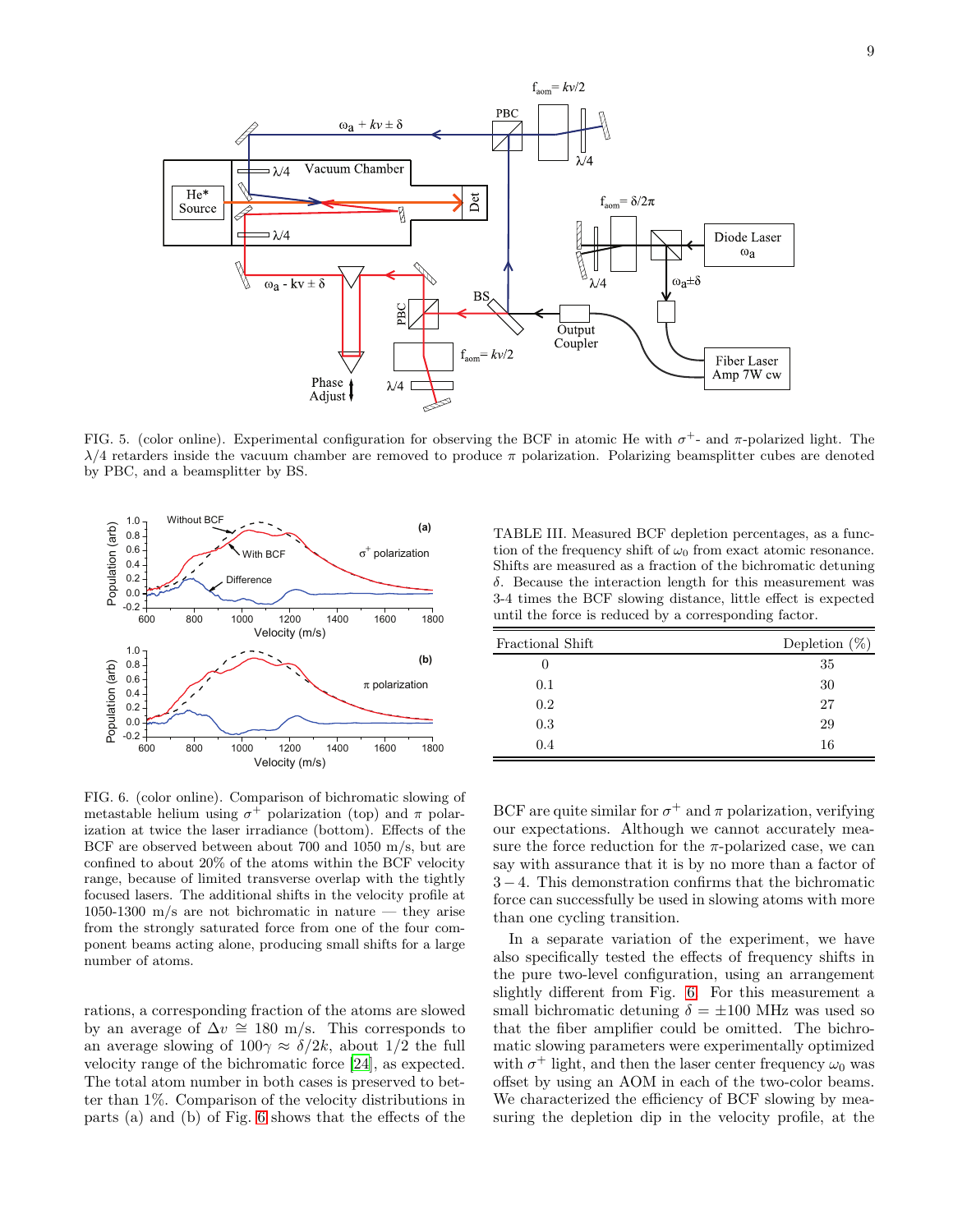FIG. 5. (color online). Experimental configuration for observing the BCF in atomic He with $\sigma^+$- and $\pi$-polarized light. The $\lambda/4$ retarders inside the vacuum chamber are removed to produce $\pi$ polarization. Polarizing beamsplitter cubes are denoted by PBC, and a beamsplitter by BS.

FIG. 6. (color online). Comparison of bichromatic slowing of metastable helium using $\sigma^+$ polarization (top) and $\pi$ polarization at twice the laser irradiance (bottom). Effects of the BCF are observed between about 700 and 1050 m/s, but are confined to about 20% of the atoms within the BCF velocity range, because of limited transverse overlap with the tightly focused lasers. The additional shifts in the velocity profile at 1050-1300 m/s are not bichromatic in nature — they arise from the strongly saturated force from one of the four component beams acting alone, producing small shifts for a large number of atoms.

rations, a corresponding fraction of the atoms are slowed by an average of $\Delta v \cong 180$ m/s. This corresponds to an average slowing of $100\gamma \approx \delta/2k$, about 1/2 the full velocity range of the bichromatic force [24], as expected. The total atom number in both cases is preserved to better than 1%. Comparison of the velocity distributions in parts (a) and (b) of Fig. 6 shows that the effects of the BCF are quite similar for $\sigma^+$ and $\pi$ polarization, verifying our expectations. Although we cannot accurately measure the force reduction for the $\pi$-polarized case, we can say with assurance that it is by no more than a factor of $3-4$. This demonstration confirms that the bichromatic force can successfully be used in slowing atoms with more than one cycling transition.

TABLE III. Measured BCF depletion percentages, as a function of the frequency shift of $\omega_0$ from exact atomic resonance. Shifts are measured as a fraction of the bichromatic detuning $\delta$. Because the interaction length for this measurement was 3-4 times the BCF slowing distance, little effect is expected until the force is reduced by a corresponding factor.

| Fractional Shift | Depletion (%) |
|---|---|
| 0 | 35 |
| 0.1 | 30 |
| 0.2 | 27 |
| 0.3 | 29 |
| 0.4 | 16 |

In a separate variation of the experiment, we have also specifically tested the effects of frequency shifts in the pure two-level configuration, using an arrangement slightly different from Fig. 6. For this measurement a small bichromatic detuning $\delta = \pm 100$ MHz was used so that the fiber amplifier could be omitted. The bichromatic slowing parameters were experimentally optimized with $\sigma^+$ light, and then the laser center frequency $\omega_0$ was offset by using an AOM in each of the two-color beams. We characterized the efficiency of BCF slowing by measuring the depletion dip in the velocity profile, at the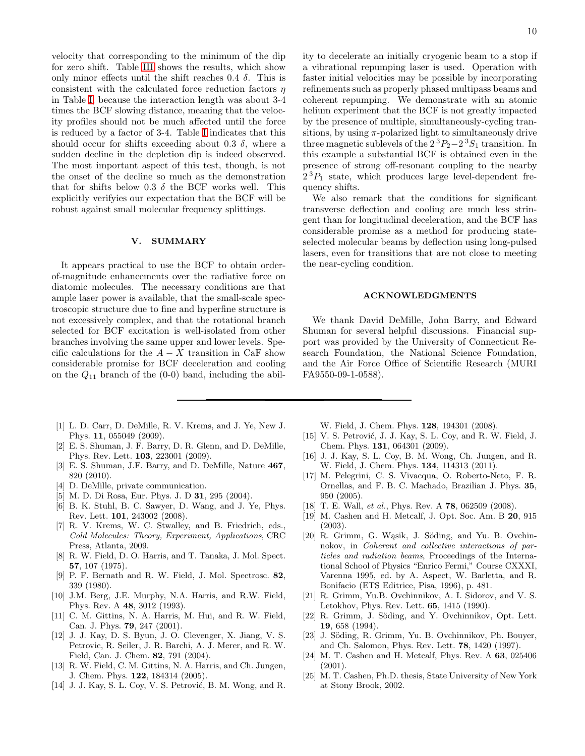velocity that corresponding to the minimum of the dip for zero shift. Table III shows the results, which show only minor effects until the shift reaches 0.4 $\delta$. This is consistent with the calculated force reduction factors $\eta$ in Table I, because the interaction length was about 3-4 times the BCF slowing distance, meaning that the velocity profiles should not be much affected until the force is reduced by a factor of 3-4. Table I indicates that this should occur for shifts exceeding about 0.3 $\delta$, where a sudden decline in the depletion dip is indeed observed. The most important aspect of this test, though, is not the onset of the decline so much as the demonstration that for shifts below 0.3 $\delta$ the BCF works well. This explicitly verifyies our expectation that the BCF will be robust against small molecular frequency splittings.

## V. SUMMARY

It appears practical to use the BCF to obtain order-of-magnitude enhancements over the radiative force on diatomic molecules. The necessary conditions are that ample laser power is available, that the small-scale spectroscopic structure due to fine and hyperfine structure is not excessively complex, and that the rotational branch selected for BCF excitation is well-isolated from other branches involving the same upper and lower levels. Specific calculations for the $A-X$ transition in CaF show considerable promise for BCF deceleration and cooling on the $Q_{11}$ branch of the (0-0) band, including the ability to decelerate an initially cryogenic beam to a stop if a vibrational repumping laser is used. Operation with faster initial velocities may be possible by incorporating refinements such as properly phased multipass beams and coherent repumping. We demonstrate with an atomic helium experiment that the BCF is not greatly impacted by the presence of multiple, simultaneously-cycling transitions, by using $\pi$-polarized light to simultaneously drive three magnetic sublevels of the $2\,^3P_2-2\,^3S_1$ transition. In this example a substantial BCF is obtained even in the presence of strong off-resonant coupling to the nearby $2\,^3P_1$ state, which produces large level-dependent frequency shifts.

We also remark that the conditions for significant transverse deflection and cooling are much less stringent than for longitudinal deceleration, and the BCF has considerable promise as a method for producing state-selected molecular beams by deflection using long-pulsed lasers, even for transitions that are not close to meeting the near-cycling condition.

## ACKNOWLEDGMENTS

We thank David DeMille, John Barry, and Edward Shuman for several helpful discussions. Financial support was provided by the University of Connecticut Research Foundation, the National Science Foundation, and the Air Force Office of Scientific Research (MURI FA9550-09-1-0588).

---

[1] L. D. Carr, D. DeMille, R. V. Krems, and J. Ye, New J. Phys. **11**, 055049 (2009).

[2] E. S. Shuman, J. F. Barry, D. R. Glenn, and D. DeMille, Phys. Rev. Lett. **103**, 223001 (2009).

[3] E. S. Shuman, J.F. Barry, and D. DeMille, Nature **467**, 820 (2010).

[4] D. DeMille, private communication.

[5] M. D. Di Rosa, Eur. Phys. J. D **31**, 295 (2004).

[6] B. K. Stuhl, B. C. Sawyer, D. Wang, and J. Ye, Phys. Rev. Lett. **101**, 243002 (2008).

[7] R. V. Krems, W. C. Stwalley, and B. Friedrich, eds., *Cold Molecules: Theory, Experiment, Applications*, CRC Press, Atlanta, 2009.

[8] R. W. Field, D. O. Harris, and T. Tanaka, J. Mol. Spect. **57**, 107 (1975).

[9] P. F. Bernath and R. W. Field, J. Mol. Spectrosc. **82**, 339 (1980).

[10] J.M. Berg, J.E. Murphy, N.A. Harris, and R.W. Field, Phys. Rev. A **48**, 3012 (1993).

[11] C. M. Gittins, N. A. Harris, M. Hui, and R. W. Field, Can. J. Phys. **79**, 247 (2001).

[12] J. J. Kay, D. S. Byun, J. O. Clevenger, X. Jiang, V. S. Petrovic, R. Seiler, J. R. Barchi, A. J. Merer, and R. W. Field, Can. J. Chem. **82**, 791 (2004).

[13] R. W. Field, C. M. Gittins, N. A. Harris, and Ch. Jungen, J. Chem. Phys. **122**, 184314 (2005).

[14] J. J. Kay, S. L. Coy, V. S. Petrović, B. M. Wong, and R. W. Field, J. Chem. Phys. **128**, 194301 (2008).

[15] V. S. Petrović, J. J. Kay, S. L. Coy, and R. W. Field, J. Chem. Phys. **131**, 064301 (2009).

[16] J. J. Kay, S. L. Coy, B. M. Wong, Ch. Jungen, and R. W. Field, J. Chem. Phys. **134**, 114313 (2011).

[17] M. Pelegrini, C. S. Vivacqua, O. Roberto-Neto, F. R. Ornellas, and F. B. C. Machado, Brazilian J. Phys. **35**, 950 (2005).

[18] T. E. Wall, *et al.*, Phys. Rev. A **78**, 062509 (2008).

[19] M. Cashen and H. Metcalf, J. Opt. Soc. Am. B **20**, 915 (2003).

[20] R. Grimm, G. Wąsik, J. Söding, and Yu. B. Ovchinnokov, in *Coherent and collective interactions of particles and radiation beams*, Proceedings of the International School of Physics "Enrico Fermi," Course CXXXI, Varenna 1995, ed. by A. Aspect, W. Barletta, and R. Bonifacio (ETS Editrice, Pisa, 1996), p. 481.

[21] R. Grimm, Yu.B. Ovchinnikov, A. I. Sidorov, and V. S. Letokhov, Phys. Rev. Lett. **65**, 1415 (1990).

[22] R. Grimm, J. Söding, and Y. Ovchinnikov, Opt. Lett. **19**, 658 (1994).

[23] J. Söding, R. Grimm, Yu. B. Ovchinnikov, Ph. Bouyer, and Ch. Salomon, Phys. Rev. Lett. **78**, 1420 (1997).

[24] M. T. Cashen and H. Metcalf, Phys. Rev. A **63**, 025406 (2001).

[25] M. T. Cashen, Ph.D. thesis, State University of New York at Stony Brook, 2002.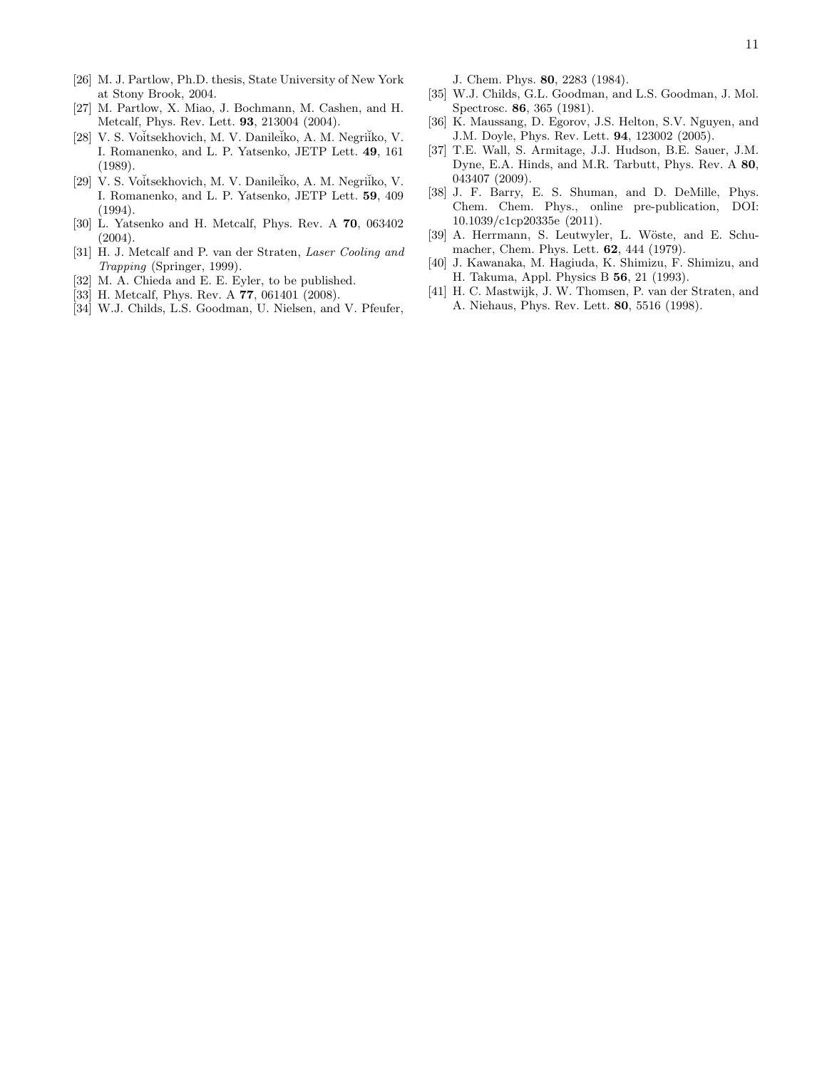[26] M. J. Partlow, Ph.D. thesis, State University of New York at Stony Brook, 2004.

[27] M. Partlow, X. Miao, J. Bochmann, M. Cashen, and H. Metcalf, Phys. Rev. Lett. **93**, 213004 (2004).

[28] V. S. Voĭtsekhovich, M. V. Danileĭko, A. M. Negriĭko, V. I. Romanenko, and L. P. Yatsenko, JETP Lett. **49**, 161 (1989).

[29] V. S. Voĭtsekhovich, M. V. Danileĭko, A. M. Negriĭko, V. I. Romanenko, and L. P. Yatsenko, JETP Lett. **59**, 409 (1994).

[30] L. Yatsenko and H. Metcalf, Phys. Rev. A **70**, 063402 (2004).

[31] H. J. Metcalf and P. van der Straten, *Laser Cooling and Trapping* (Springer, 1999).

[32] M. A. Chieda and E. E. Eyler, to be published.

[33] H. Metcalf, Phys. Rev. A **77**, 061401 (2008).

[34] W.J. Childs, L.S. Goodman, U. Nielsen, and V. Pfeufer, J. Chem. Phys. **80**, 2283 (1984).

[35] W.J. Childs, G.L. Goodman, and L.S. Goodman, J. Mol. Spectrosc. **86**, 365 (1981).

[36] K. Maussang, D. Egorov, J.S. Helton, S.V. Nguyen, and J.M. Doyle, Phys. Rev. Lett. **94**, 123002 (2005).

[37] T.E. Wall, S. Armitage, J.J. Hudson, B.E. Sauer, J.M. Dyne, E.A. Hinds, and M.R. Tarbutt, Phys. Rev. A **80**, 043407 (2009).

[38] J. F. Barry, E. S. Shuman, and D. DeMille, Phys. Chem. Chem. Phys., online pre-publication, DOI: 10.1039/c1cp20335e (2011).

[39] A. Herrmann, S. Leutwyler, L. Wöste, and E. Schumacher, Chem. Phys. Lett. **62**, 444 (1979).

[40] J. Kawanaka, M. Hagiuda, K. Shimizu, F. Shimizu, and H. Takuma, Appl. Physics B **56**, 21 (1993).

[41] H. C. Mastwijk, J. W. Thomsen, P. van der Straten, and A. Niehaus, Phys. Rev. Lett. **80**, 5516 (1998).